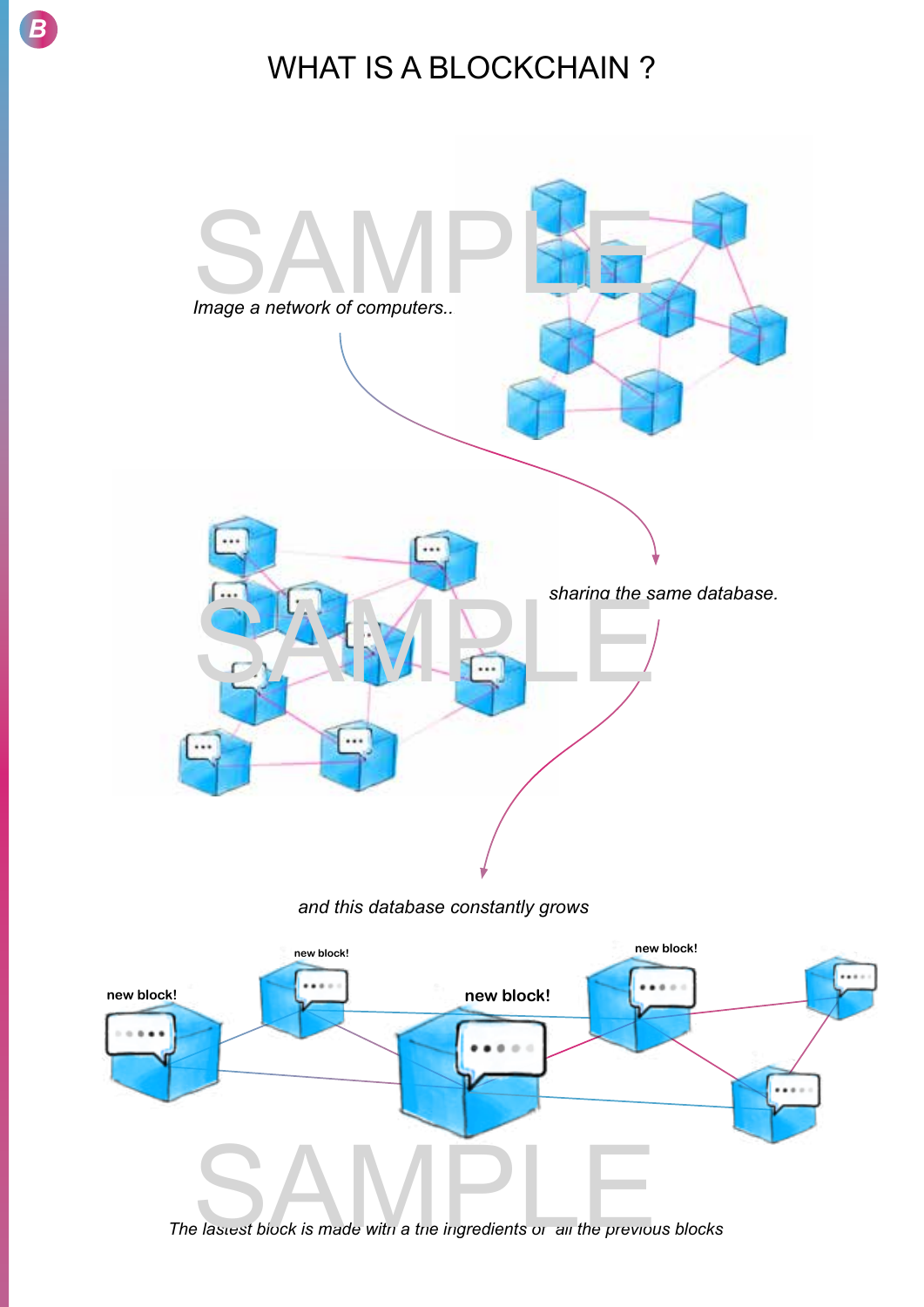# WHAT IS A BLOCKCHAIN ?

*Image a network of computers..*

*sharing the same database.*

*and this database constantly grows*

new block!

new block!

new block!

new block!

*The lastest block is made with a the ingredients of all the previous blocks*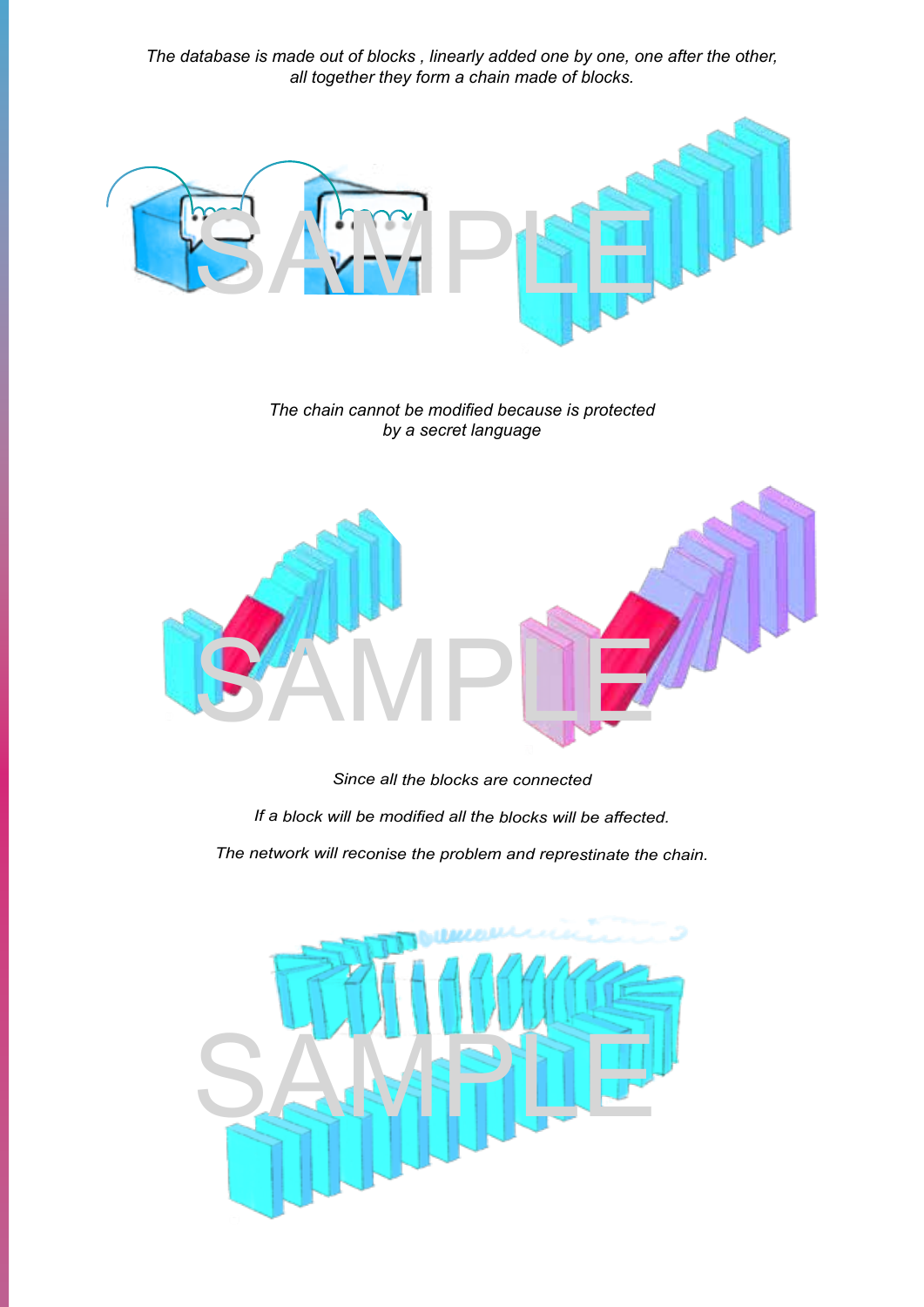*The database is made out of blocks , linearly added one by one, one after the other, all together they form a chain made of blocks.*

*The chain cannot be modified because is protected by a secret language*

*Since all the blocks are connected*

*If a block will be modified all the blocks will be affected.*

*The network will reconise the problem and represtinate the chain.*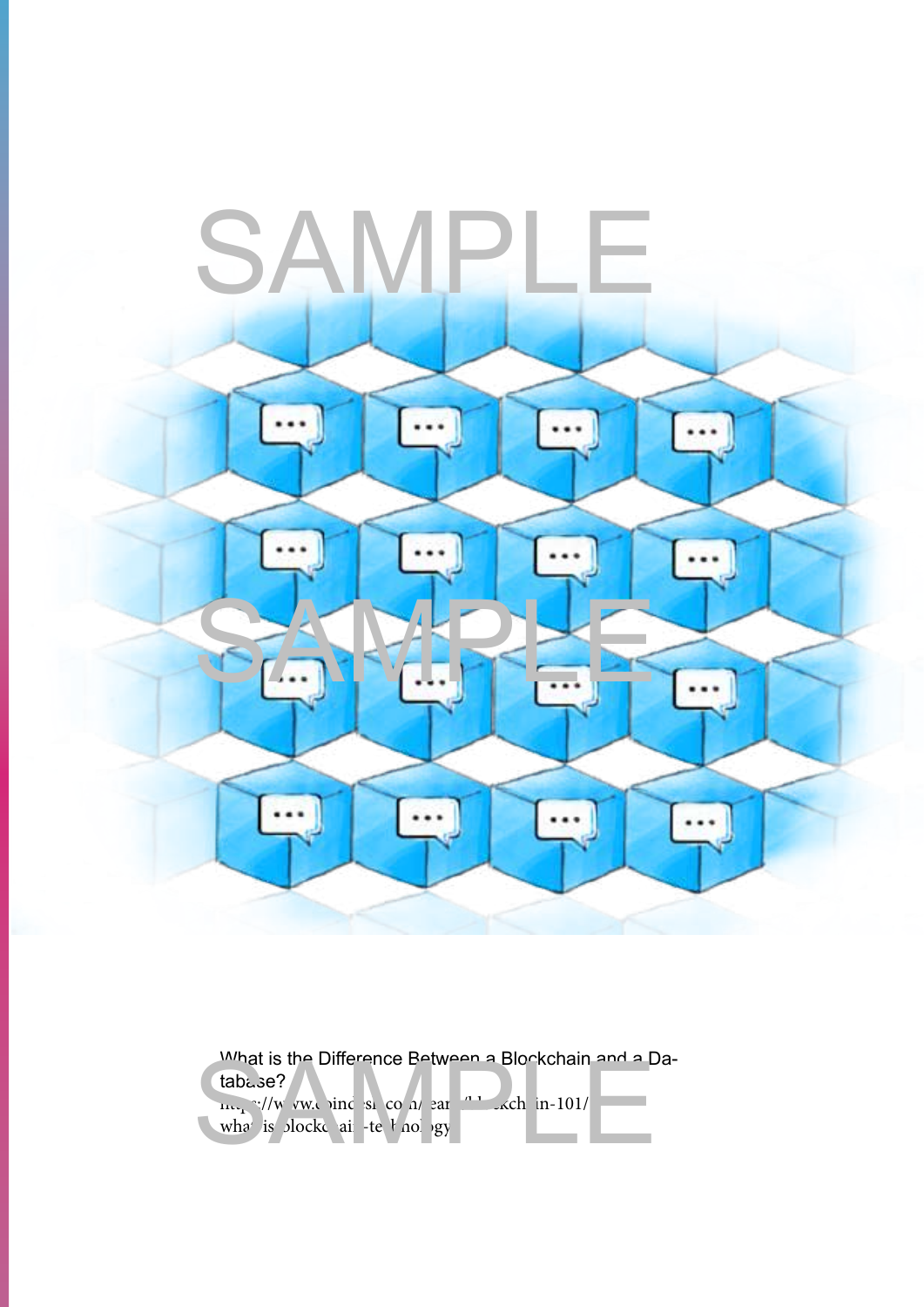What is the Difference Between a Blockchain and a Database?

https://www.coindesk.com/learn/blockchain-101/what-is-blockchain-technology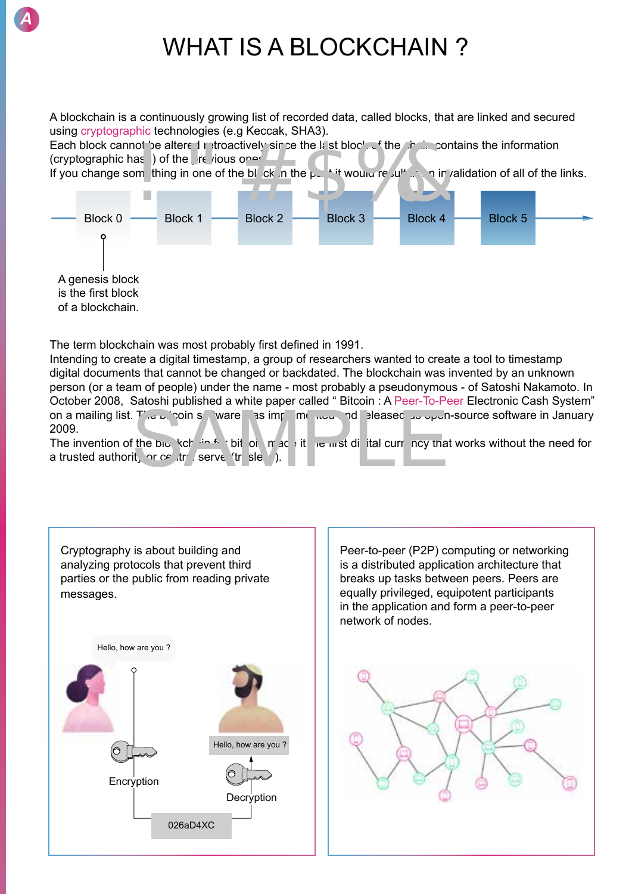# WHAT IS A BLOCKCHAIN ?

A blockchain is a continuously growing list of recorded data, called blocks, that are linked and secured using cryptographic technologies (e.g Keccak, SHA3).
Each block cannot be altered retroactively since the last block of the chain contains the information (cryptographic hash) of the previous one.
If you change something in one of the block in the past it would result in invalidation of all of the links.

Block 0 — Block 1 — Block 2 — Block 3 — Block 4 — Block 5

A genesis block is the first block of a blockchain.

The term blockchain was most probably first defined in 1991.
Intending to create a digital timestamp, a group of researchers wanted to create a tool to timestamp digital documents that cannot be changed or backdated. The blockchain was invented by an unknown person (or a team of people) under the name - most probably a pseudonymous - of Satoshi Nakamoto. In October 2008, Satoshi published a white paper called " Bitcoin : A Peer-To-Peer Electronic Cash System" on a mailing list. The bitcoin software was implemented and released as open-source software in January 2009.
The invention of the blockchain for bitcoin made it the first digital currency that works without the need for a trusted authority or central server (trustless).

Cryptography is about building and analyzing protocols that prevent third parties or the public from reading private messages.

Hello, how are you ?

Encryption

026aD4XC

Decryption

Hello, how are you ?

Peer-to-peer (P2P) computing or networking is a distributed application architecture that breaks up tasks between peers. Peers are equally privileged, equipotent participants in the application and form a peer-to-peer network of nodes.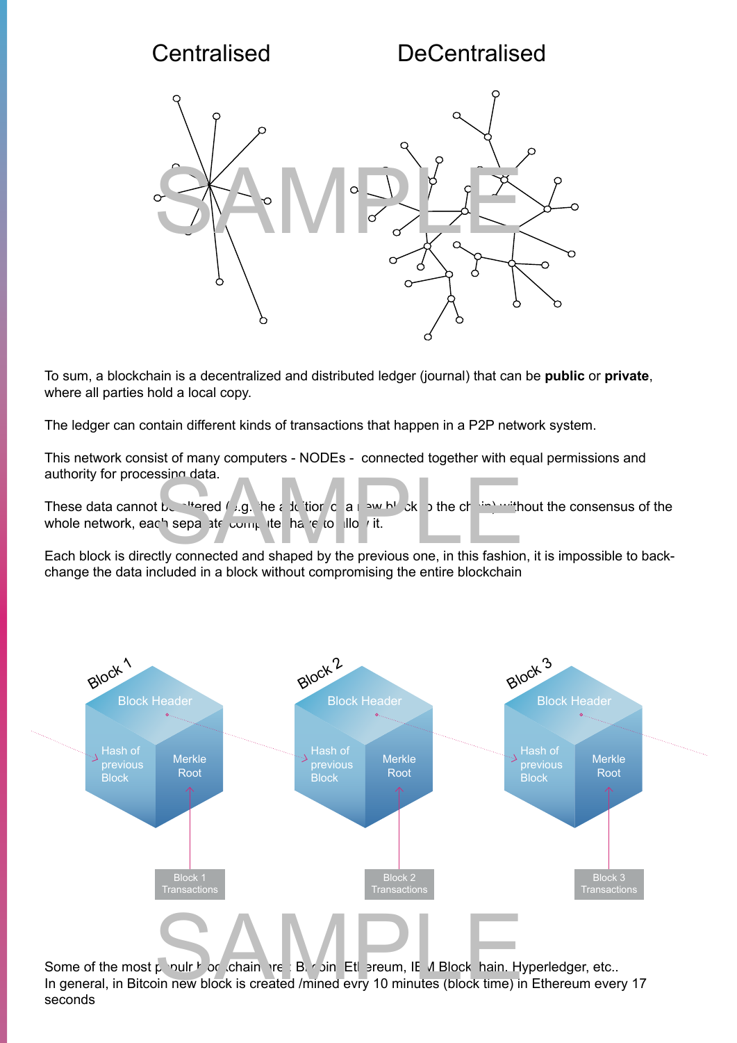Centralised DeCentralised

To sum, a blockchain is a decentralized and distributed ledger (journal) that can be **public** or **private**, where all parties hold a local copy.

The ledger can contain different kinds of transactions that happen in a P2P network system.

This network consist of many computers - NODEs - connected together with equal permissions and authority for processing data.

These data cannot be altered (e.g. the addition of a new block to the chain) without the consensus of the whole network, each separate computer have to allow it.

Each block is directly connected and shaped by the previous one, in this fashion, it is impossible to back-change the data included in a block without compromising the entire blockchain

Block 1
Block Header
Hash of previous Block
Merkle Root
Block 1 Transactions

Block 2
Block Header
Hash of previous Block
Merkle Root
Block 2 Transactions

Block 3
Block Header
Hash of previous Block
Merkle Root
Block 3 Transactions

Some of the most popular blockchain are: Bitcoin, Ethereum, IBM Blockchain, Hyperledger, etc..
In general, in Bitcoin new block is created /mined evry 10 minutes (block time) in Ethereum every 17 seconds